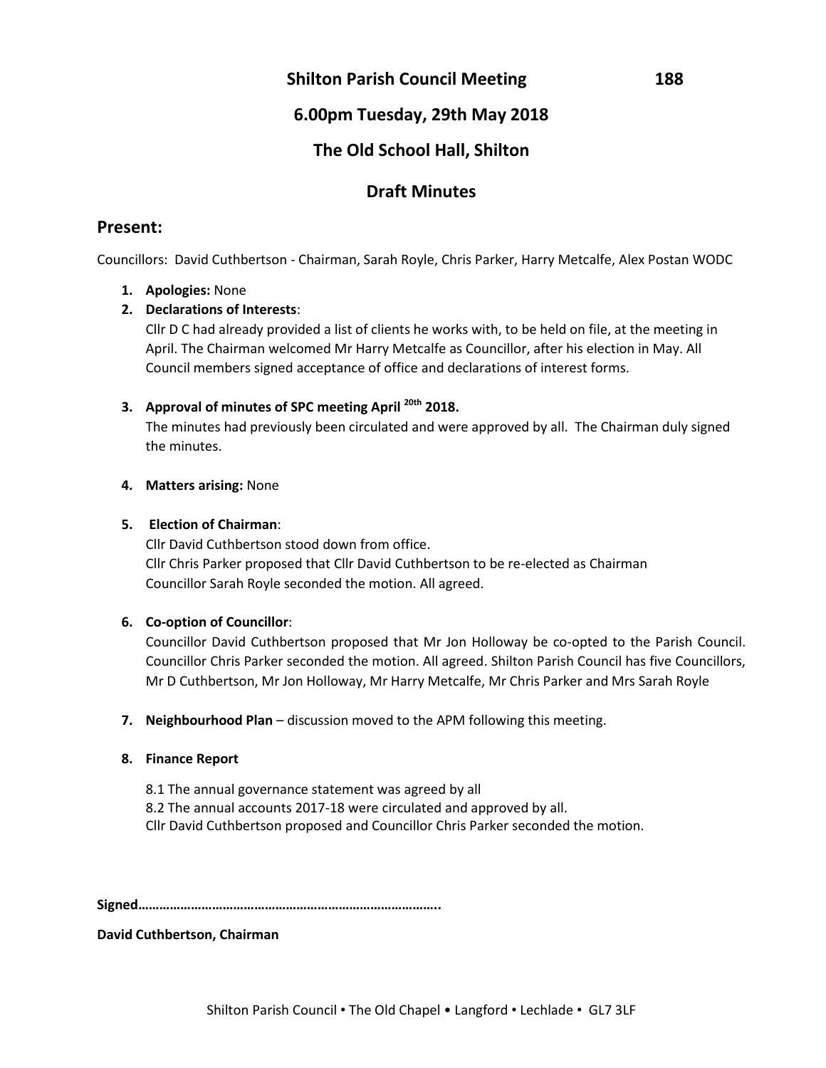# Shilton Parish Council Meeting 188

## 6.00pm Tuesday, 29th May 2018

## The Old School Hall, Shilton

## Draft Minutes

## Present:

Councillors: David Cuthbertson - Chairman, Sarah Royle, Chris Parker, Harry Metcalfe, Alex Postan WODC

1. **Apologies:** None
2. **Declarations of Interests**:
   Cllr D C had already provided a list of clients he works with, to be held on file, at the meeting in April. The Chairman welcomed Mr Harry Metcalfe as Councillor, after his election in May. All Council members signed acceptance of office and declarations of interest forms.

3. **Approval of minutes of SPC meeting April 20th 2018.**
   The minutes had previously been circulated and were approved by all. The Chairman duly signed the minutes.

4. **Matters arising:** None

5. **Election of Chairman**:
   Cllr David Cuthbertson stood down from office.
   Cllr Chris Parker proposed that Cllr David Cuthbertson to be re-elected as Chairman
   Councillor Sarah Royle seconded the motion. All agreed.

6. **Co-option of Councillor**:
   Councillor David Cuthbertson proposed that Mr Jon Holloway be co-opted to the Parish Council. Councillor Chris Parker seconded the motion. All agreed. Shilton Parish Council has five Councillors, Mr D Cuthbertson, Mr Jon Holloway, Mr Harry Metcalfe, Mr Chris Parker and Mrs Sarah Royle

7. **Neighbourhood Plan** – discussion moved to the APM following this meeting.

8. **Finance Report**

   8.1 The annual governance statement was agreed by all
   8.2 The annual accounts 2017-18 were circulated and approved by all.
   Cllr David Cuthbertson proposed and Councillor Chris Parker seconded the motion.

**Signed………………………………………………………………………..**

**David Cuthbertson, Chairman**

Shilton Parish Council • The Old Chapel • Langford • Lechlade • GL7 3LF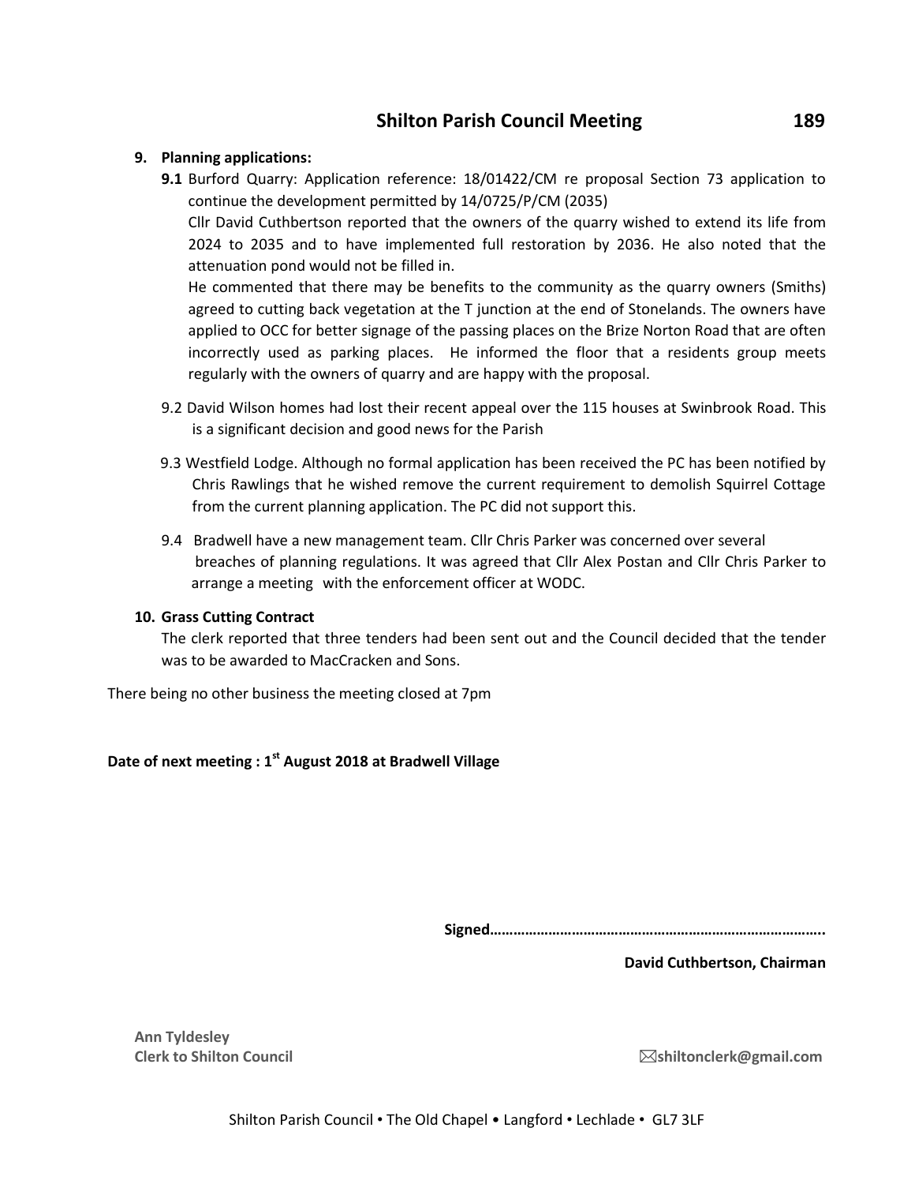9. **Planning applications:**

   **9.1** Burford Quarry: Application reference: 18/01422/CM re proposal Section 73 application to continue the development permitted by 14/0725/P/CM (2035)

   Cllr David Cuthbertson reported that the owners of the quarry wished to extend its life from 2024 to 2035 and to have implemented full restoration by 2036. He also noted that the attenuation pond would not be filled in.

   He commented that there may be benefits to the community as the quarry owners (Smiths) agreed to cutting back vegetation at the T junction at the end of Stonelands. The owners have applied to OCC for better signage of the passing places on the Brize Norton Road that are often incorrectly used as parking places. He informed the floor that a residents group meets regularly with the owners of quarry and are happy with the proposal.

   9.2 David Wilson homes had lost their recent appeal over the 115 houses at Swinbrook Road. This is a significant decision and good news for the Parish

   9.3 Westfield Lodge. Although no formal application has been received the PC has been notified by Chris Rawlings that he wished remove the current requirement to demolish Squirrel Cottage from the current planning application. The PC did not support this.

   9.4 Bradwell have a new management team. Cllr Chris Parker was concerned over several breaches of planning regulations. It was agreed that Cllr Alex Postan and Cllr Chris Parker to arrange a meeting with the enforcement officer at WODC.

10. **Grass Cutting Contract**

    The clerk reported that three tenders had been sent out and the Council decided that the tender was to be awarded to MacCracken and Sons.

There being no other business the meeting closed at 7pm

**Date of next meeting : 1st August 2018 at Bradwell Village**

**Signed…………………………………………………………………………..**

**David Cuthbertson, Chairman**

**Ann Tyldesley**
**Clerk to Shilton Council**

✉**shiltonclerk@gmail.com**

Shilton Parish Council • The Old Chapel • Langford • Lechlade • GL7 3LF